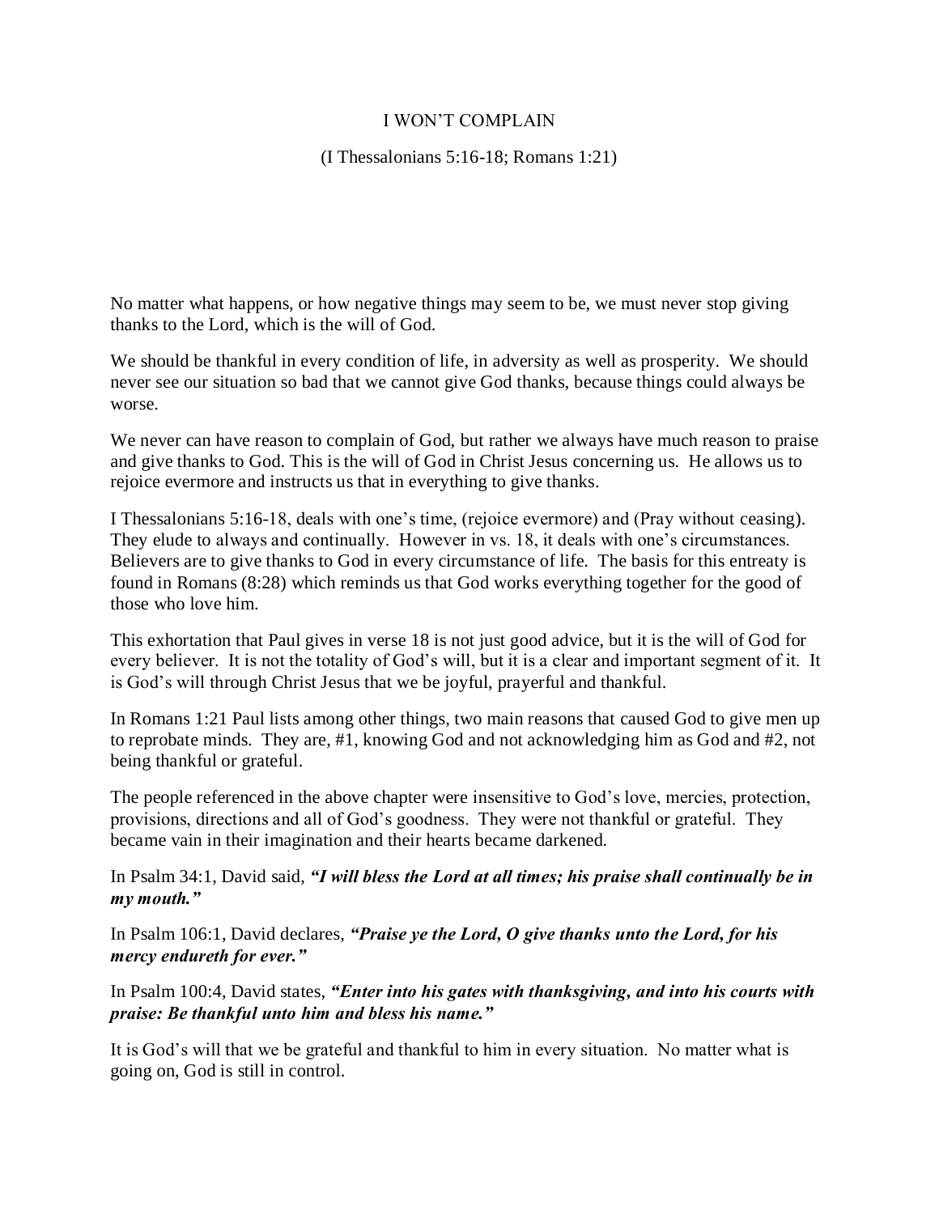# I WON'T COMPLAIN

(I Thessalonians 5:16-18; Romans 1:21)

No matter what happens, or how negative things may seem to be, we must never stop giving thanks to the Lord, which is the will of God.

We should be thankful in every condition of life, in adversity as well as prosperity. We should never see our situation so bad that we cannot give God thanks, because things could always be worse.

We never can have reason to complain of God, but rather we always have much reason to praise and give thanks to God. This is the will of God in Christ Jesus concerning us. He allows us to rejoice evermore and instructs us that in everything to give thanks.

I Thessalonians 5:16-18, deals with one's time, (rejoice evermore) and (Pray without ceasing). They elude to always and continually. However in vs. 18, it deals with one's circumstances. Believers are to give thanks to God in every circumstance of life. The basis for this entreaty is found in Romans (8:28) which reminds us that God works everything together for the good of those who love him.

This exhortation that Paul gives in verse 18 is not just good advice, but it is the will of God for every believer. It is not the totality of God's will, but it is a clear and important segment of it. It is God's will through Christ Jesus that we be joyful, prayerful and thankful.

In Romans 1:21 Paul lists among other things, two main reasons that caused God to give men up to reprobate minds. They are, #1, knowing God and not acknowledging him as God and #2, not being thankful or grateful.

The people referenced in the above chapter were insensitive to God's love, mercies, protection, provisions, directions and all of God's goodness. They were not thankful or grateful. They became vain in their imagination and their hearts became darkened.

In Psalm 34:1, David said, ***"I will bless the Lord at all times; his praise shall continually be in my mouth."***

In Psalm 106:1, David declares, ***"Praise ye the Lord, O give thanks unto the Lord, for his mercy endureth for ever."***

In Psalm 100:4, David states, ***"Enter into his gates with thanksgiving, and into his courts with praise: Be thankful unto him and bless his name."***

It is God's will that we be grateful and thankful to him in every situation. No matter what is going on, God is still in control.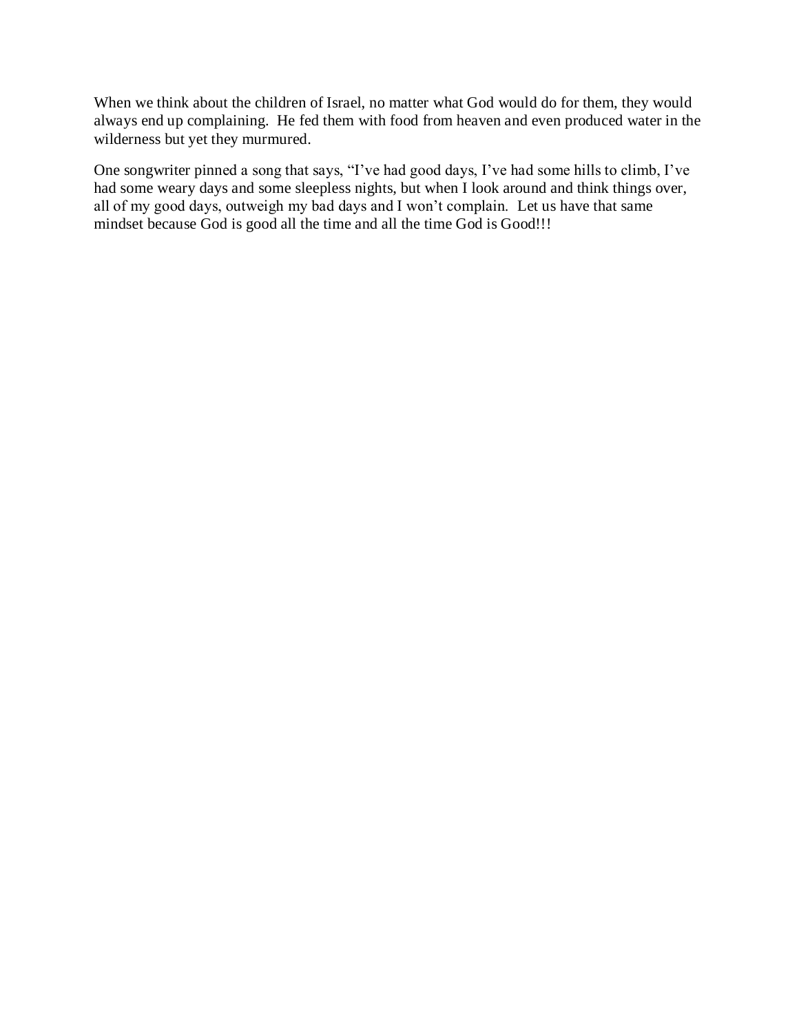When we think about the children of Israel, no matter what God would do for them, they would always end up complaining. He fed them with food from heaven and even produced water in the wilderness but yet they murmured.

One songwriter pinned a song that says, "I've had good days, I've had some hills to climb, I've had some weary days and some sleepless nights, but when I look around and think things over, all of my good days, outweigh my bad days and I won't complain. Let us have that same mindset because God is good all the time and all the time God is Good!!!